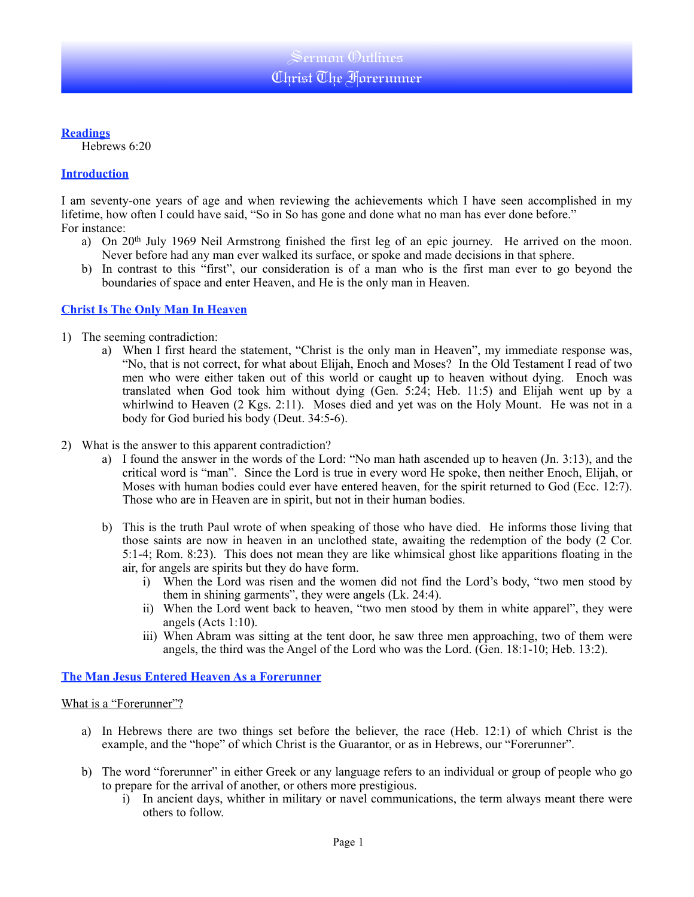# Sermon Outlines
# Christ The Forerunner

## Readings

Hebrews 6:20

## Introduction

I am seventy-one years of age and when reviewing the achievements which I have seen accomplished in my lifetime, how often I could have said, "So in So has gone and done what no man has ever done before."
For instance:

a) On 20th July 1969 Neil Armstrong finished the first leg of an epic journey. He arrived on the moon. Never before had any man ever walked its surface, or spoke and made decisions in that sphere.
b) In contrast to this "first", our consideration is of a man who is the first man ever to go beyond the boundaries of space and enter Heaven, and He is the only man in Heaven.

## Christ Is The Only Man In Heaven

1) The seeming contradiction:
    a) When I first heard the statement, "Christ is the only man in Heaven", my immediate response was, "No, that is not correct, for what about Elijah, Enoch and Moses? In the Old Testament I read of two men who were either taken out of this world or caught up to heaven without dying. Enoch was translated when God took him without dying (Gen. 5:24; Heb. 11:5) and Elijah went up by a whirlwind to Heaven (2 Kgs. 2:11). Moses died and yet was on the Holy Mount. He was not in a body for God buried his body (Deut. 34:5-6).

2) What is the answer to this apparent contradiction?
    a) I found the answer in the words of the Lord: "No man hath ascended up to heaven (Jn. 3:13), and the critical word is "man". Since the Lord is true in every word He spoke, then neither Enoch, Elijah, or Moses with human bodies could ever have entered heaven, for the spirit returned to God (Ecc. 12:7). Those who are in Heaven are in spirit, but not in their human bodies.

    b) This is the truth Paul wrote of when speaking of those who have died. He informs those living that those saints are now in heaven in an unclothed state, awaiting the redemption of the body (2 Cor. 5:1-4; Rom. 8:23). This does not mean they are like whimsical ghost like apparitions floating in the air, for angels are spirits but they do have form.
        i) When the Lord was risen and the women did not find the Lord's body, "two men stood by them in shining garments", they were angels (Lk. 24:4).
        ii) When the Lord went back to heaven, "two men stood by them in white apparel", they were angels (Acts 1:10).
        iii) When Abram was sitting at the tent door, he saw three men approaching, two of them were angels, the third was the Angel of the Lord who was the Lord. (Gen. 18:1-10; Heb. 13:2).

## The Man Jesus Entered Heaven As a Forerunner

What is a "Forerunner"?

a) In Hebrews there are two things set before the believer, the race (Heb. 12:1) of which Christ is the example, and the "hope" of which Christ is the Guarantor, or as in Hebrews, our "Forerunner".

b) The word "forerunner" in either Greek or any language refers to an individual or group of people who go to prepare for the arrival of another, or others more prestigious.
    i) In ancient days, whither in military or navel communications, the term always meant there were others to follow.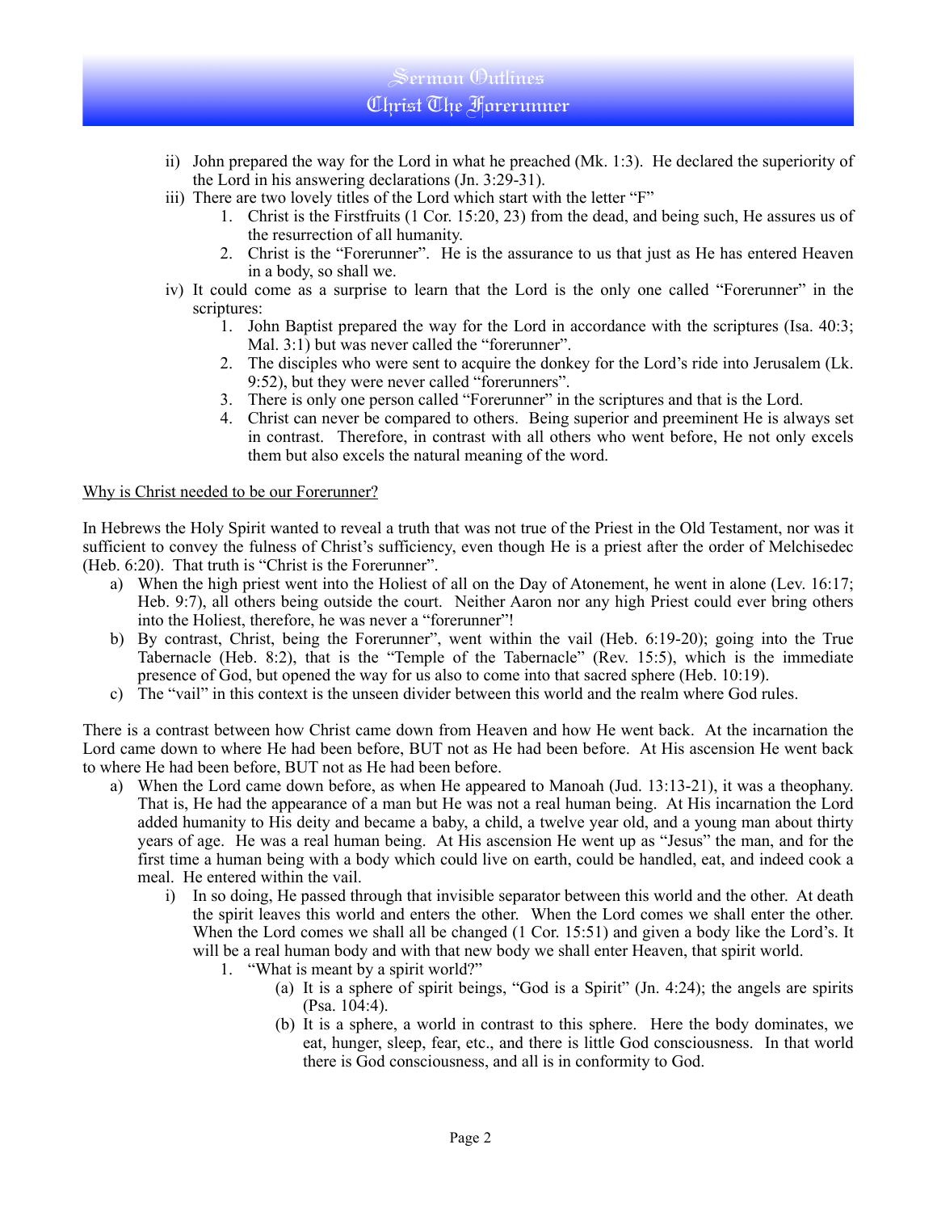ii) John prepared the way for the Lord in what he preached (Mk. 1:3). He declared the superiority of the Lord in his answering declarations (Jn. 3:29-31).

iii) There are two lovely titles of the Lord which start with the letter "F"

1. Christ is the Firstfruits (1 Cor. 15:20, 23) from the dead, and being such, He assures us of the resurrection of all humanity.
2. Christ is the "Forerunner". He is the assurance to us that just as He has entered Heaven in a body, so shall we.

iv) It could come as a surprise to learn that the Lord is the only one called "Forerunner" in the scriptures:

1. John Baptist prepared the way for the Lord in accordance with the scriptures (Isa. 40:3; Mal. 3:1) but was never called the "forerunner".
2. The disciples who were sent to acquire the donkey for the Lord's ride into Jerusalem (Lk. 9:52), but they were never called "forerunners".
3. There is only one person called "Forerunner" in the scriptures and that is the Lord.
4. Christ can never be compared to others. Being superior and preeminent He is always set in contrast. Therefore, in contrast with all others who went before, He not only excels them but also excels the natural meaning of the word.

<u>Why is Christ needed to be our Forerunner?</u>

In Hebrews the Holy Spirit wanted to reveal a truth that was not true of the Priest in the Old Testament, nor was it sufficient to convey the fulness of Christ's sufficiency, even though He is a priest after the order of Melchisedec (Heb. 6:20). That truth is "Christ is the Forerunner".

a) When the high priest went into the Holiest of all on the Day of Atonement, he went in alone (Lev. 16:17; Heb. 9:7), all others being outside the court. Neither Aaron nor any high Priest could ever bring others into the Holiest, therefore, he was never a "forerunner"!

b) By contrast, Christ, being the Forerunner", went within the vail (Heb. 6:19-20); going into the True Tabernacle (Heb. 8:2), that is the "Temple of the Tabernacle" (Rev. 15:5), which is the immediate presence of God, but opened the way for us also to come into that sacred sphere (Heb. 10:19).

c) The "vail" in this context is the unseen divider between this world and the realm where God rules.

There is a contrast between how Christ came down from Heaven and how He went back. At the incarnation the Lord came down to where He had been before, BUT not as He had been before. At His ascension He went back to where He had been before, BUT not as He had been before.

a) When the Lord came down before, as when He appeared to Manoah (Jud. 13:13-21), it was a theophany. That is, He had the appearance of a man but He was not a real human being. At His incarnation the Lord added humanity to His deity and became a baby, a child, a twelve year old, and a young man about thirty years of age. He was a real human being. At His ascension He went up as "Jesus" the man, and for the first time a human being with a body which could live on earth, could be handled, eat, and indeed cook a meal. He entered within the vail.

   i) In so doing, He passed through that invisible separator between this world and the other. At death the spirit leaves this world and enters the other. When the Lord comes we shall enter the other. When the Lord comes we shall all be changed (1 Cor. 15:51) and given a body like the Lord's. It will be a real human body and with that new body we shall enter Heaven, that spirit world.

      1. "What is meant by a spirit world?"

         (a) It is a sphere of spirit beings, "God is a Spirit" (Jn. 4:24); the angels are spirits (Psa. 104:4).

         (b) It is a sphere, a world in contrast to this sphere. Here the body dominates, we eat, hunger, sleep, fear, etc., and there is little God consciousness. In that world there is God consciousness, and all is in conformity to God.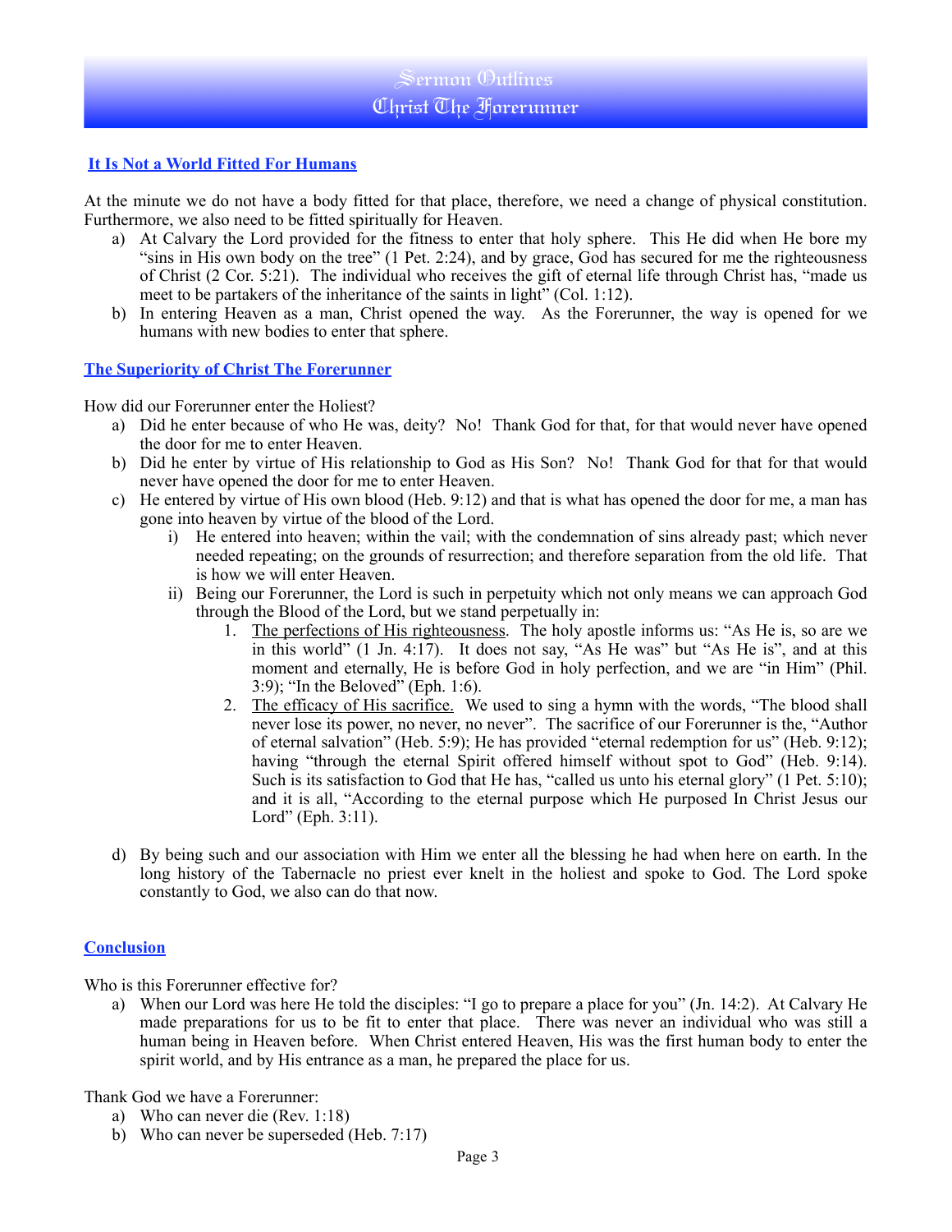## It Is Not a World Fitted For Humans

At the minute we do not have a body fitted for that place, therefore, we need a change of physical constitution. Furthermore, we also need to be fitted spiritually for Heaven.

a) At Calvary the Lord provided for the fitness to enter that holy sphere. This He did when He bore my "sins in His own body on the tree" (1 Pet. 2:24), and by grace, God has secured for me the righteousness of Christ (2 Cor. 5:21). The individual who receives the gift of eternal life through Christ has, "made us meet to be partakers of the inheritance of the saints in light" (Col. 1:12).
b) In entering Heaven as a man, Christ opened the way. As the Forerunner, the way is opened for we humans with new bodies to enter that sphere.

## The Superiority of Christ The Forerunner

How did our Forerunner enter the Holiest?

a) Did he enter because of who He was, deity? No! Thank God for that, for that would never have opened the door for me to enter Heaven.
b) Did he enter by virtue of His relationship to God as His Son? No! Thank God for that for that would never have opened the door for me to enter Heaven.
c) He entered by virtue of His own blood (Heb. 9:12) and that is what has opened the door for me, a man has gone into heaven by virtue of the blood of the Lord.
    i) He entered into heaven; within the vail; with the condemnation of sins already past; which never needed repeating; on the grounds of resurrection; and therefore separation from the old life. That is how we will enter Heaven.
    ii) Being our Forerunner, the Lord is such in perpetuity which not only means we can approach God through the Blood of the Lord, but we stand perpetually in:
        1. <u>The perfections of His righteousness</u>. The holy apostle informs us: "As He is, so are we in this world" (1 Jn. 4:17). It does not say, "As He was" but "As He is", and at this moment and eternally, He is before God in holy perfection, and we are "in Him" (Phil. 3:9); "In the Beloved" (Eph. 1:6).
        2. <u>The efficacy of His sacrifice.</u> We used to sing a hymn with the words, "The blood shall never lose its power, no never, no never". The sacrifice of our Forerunner is the, "Author of eternal salvation" (Heb. 5:9); He has provided "eternal redemption for us" (Heb. 9:12); having "through the eternal Spirit offered himself without spot to God" (Heb. 9:14). Such is its satisfaction to God that He has, "called us unto his eternal glory" (1 Pet. 5:10); and it is all, "According to the eternal purpose which He purposed In Christ Jesus our Lord" (Eph. 3:11).

d) By being such and our association with Him we enter all the blessing he had when here on earth. In the long history of the Tabernacle no priest ever knelt in the holiest and spoke to God. The Lord spoke constantly to God, we also can do that now.

## Conclusion

Who is this Forerunner effective for?

a) When our Lord was here He told the disciples: "I go to prepare a place for you" (Jn. 14:2). At Calvary He made preparations for us to be fit to enter that place. There was never an individual who was still a human being in Heaven before. When Christ entered Heaven, His was the first human body to enter the spirit world, and by His entrance as a man, he prepared the place for us.

Thank God we have a Forerunner:

a) Who can never die (Rev. 1:18)
b) Who can never be superseded (Heb. 7:17)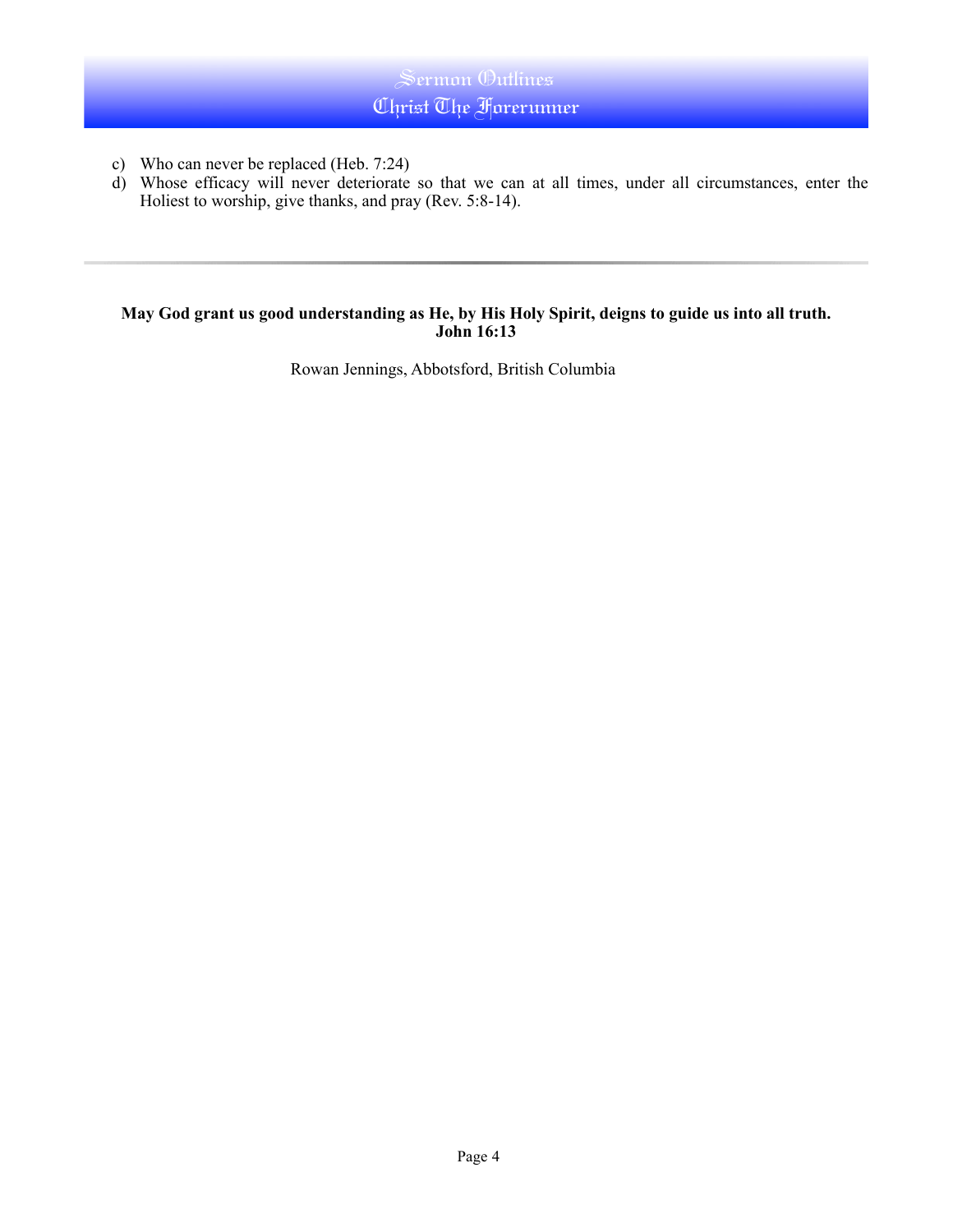c) Who can never be replaced (Heb. 7:24)
d) Whose efficacy will never deteriorate so that we can at all times, under all circumstances, enter the Holiest to worship, give thanks, and pray (Rev. 5:8-14).

---

**May God grant us good understanding as He, by His Holy Spirit, deigns to guide us into all truth. John 16:13**

Rowan Jennings, Abbotsford, British Columbia